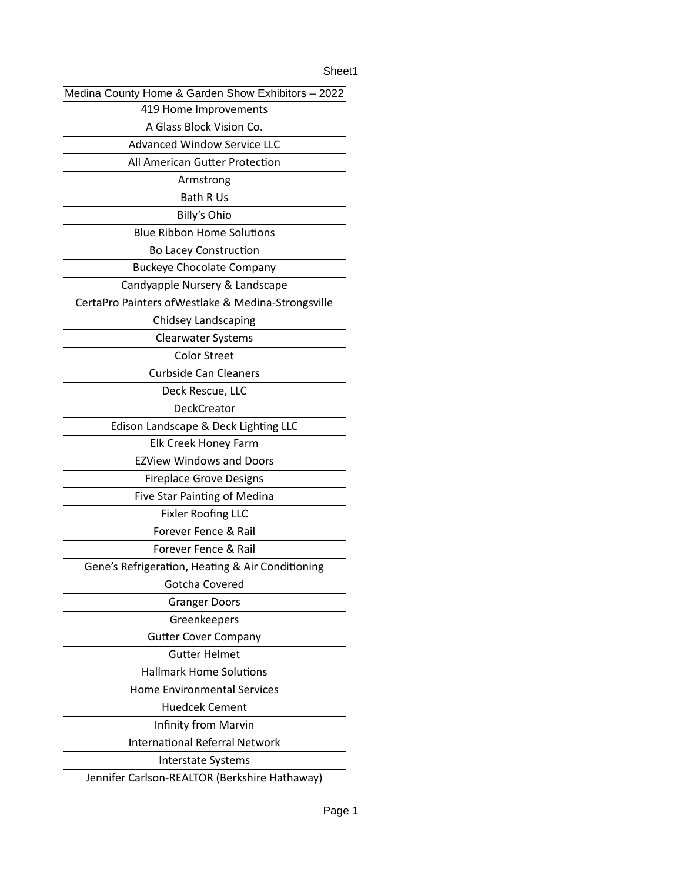| Medina County Home & Garden Show Exhibitors – 2022 |
|---|
| 419 Home Improvements |
| A Glass Block Vision Co. |
| Advanced Window Service LLC |
| All American Gutter Protection |
| Armstrong |
| Bath R Us |
| Billy’s Ohio |
| Blue Ribbon Home Solutions |
| Bo Lacey Construction |
| Buckeye Chocolate Company |
| Candyapple Nursery & Landscape |
| CertaPro Painters ofWestlake & Medina-Strongsville |
| Chidsey Landscaping |
| Clearwater Systems |
| Color Street |
| Curbside Can Cleaners |
| Deck Rescue, LLC |
| DeckCreator |
| Edison Landscape & Deck Lighting LLC |
| Elk Creek Honey Farm |
| EZView Windows and Doors |
| Fireplace Grove Designs |
| Five Star Painting of Medina |
| Fixler Roofing LLC |
| Forever Fence & Rail |
| Forever Fence & Rail |
| Gene’s Refrigeration, Heating & Air Conditioning |
| Gotcha Covered |
| Granger Doors |
| Greenkeepers |
| Gutter Cover Company |
| Gutter Helmet |
| Hallmark Home Solutions |
| Home Environmental Services |
| Huedcek Cement |
| Infinity from Marvin |
| International Referral Network |
| Interstate Systems |
| Jennifer Carlson-REALTOR (Berkshire Hathaway) |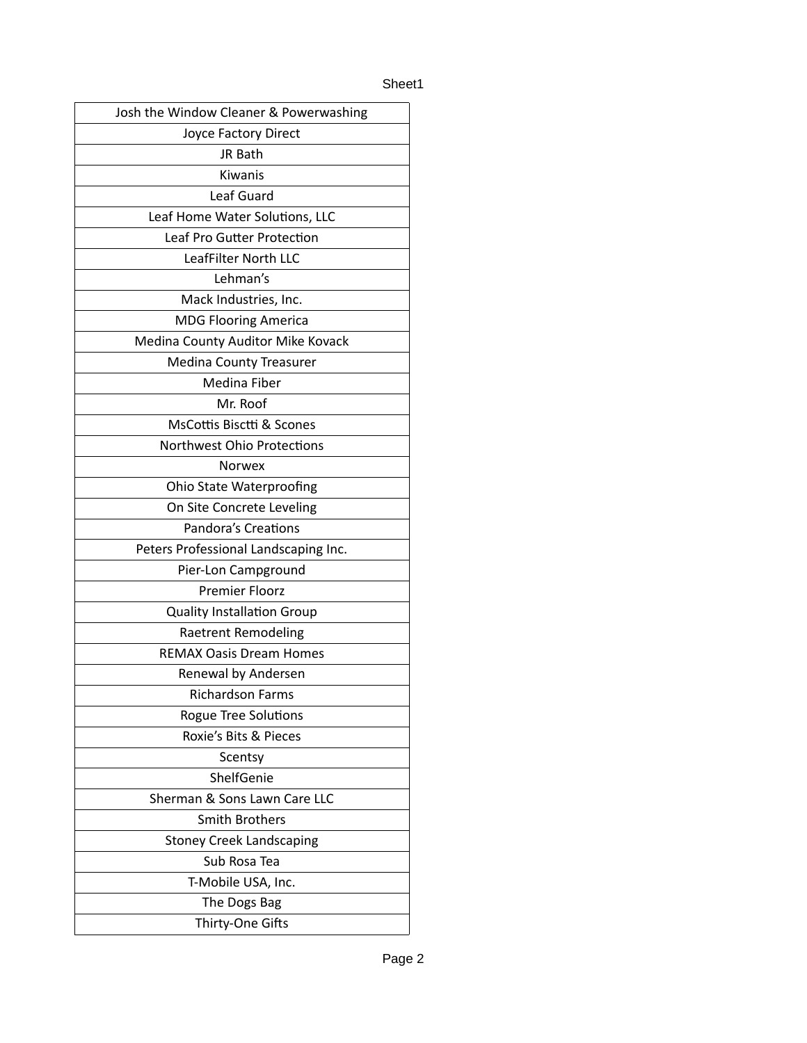| Josh the Window Cleaner & Powerwashing |
|---|
| Joyce Factory Direct |
| JR Bath |
| Kiwanis |
| Leaf Guard |
| Leaf Home Water Solutions, LLC |
| Leaf Pro Gutter Protection |
| LeafFilter North LLC |
| Lehman’s |
| Mack Industries, Inc. |
| MDG Flooring America |
| Medina County Auditor Mike Kovack |
| Medina County Treasurer |
| Medina Fiber |
| Mr. Roof |
| MsCottis Risctti & Scones |
| Northwest Ohio Protections |
| Norwex |
| Ohio State Waterproofing |
| On Site Concrete Leveling |
| Pandora’s Creations |
| Peters Professional Landscaping Inc. |
| Pier-Lon Campground |
| Premier Floorz |
| Quality Installation Group |
| Raetrent Remodeling |
| REMAX Oasis Dream Homes |
| Renewal by Andersen |
| Richardson Farms |
| Rogue Tree Solutions |
| Roxie’s Bits & Pieces |
| Scentsy |
| ShelfGenie |
| Sherman & Sons Lawn Care LLC |
| Smith Brothers |
| Stoney Creek Landscaping |
| Sub Rosa Tea |
| T-Mobile USA, Inc. |
| The Dogs Bag |
| Thirty-One Gifts |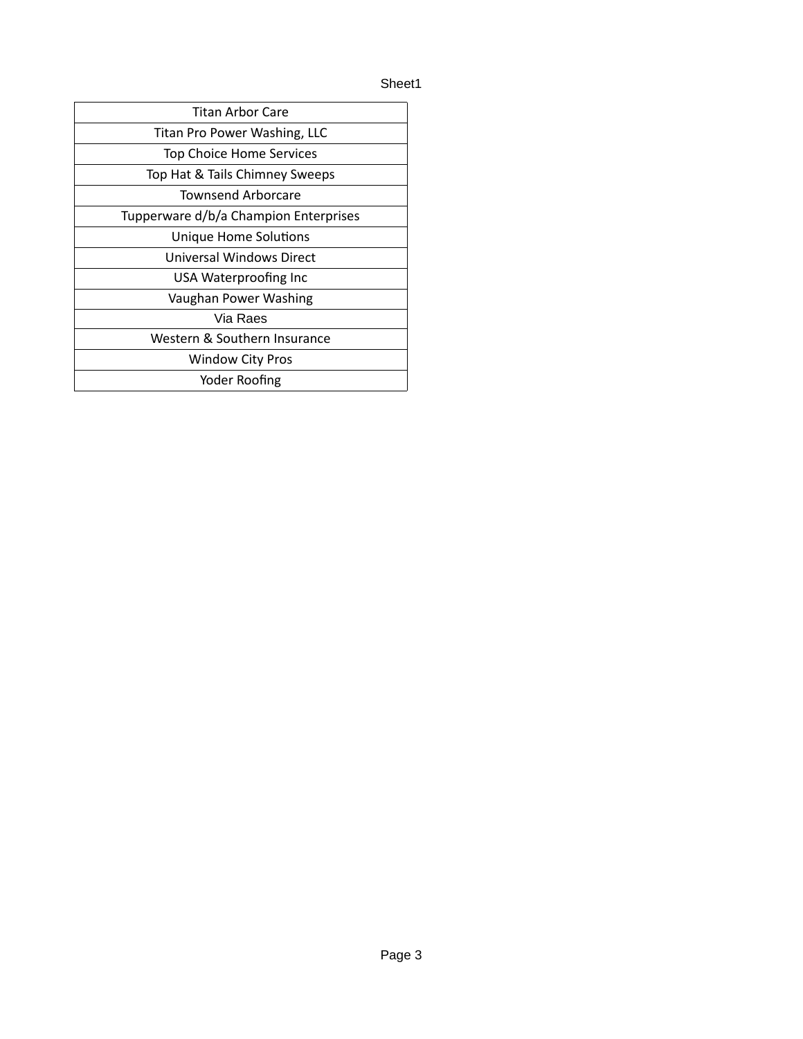| |
|---|
| Titan Arbor Care |
| Titan Pro Power Washing, LLC |
| Top Choice Home Services |
| Top Hat & Tails Chimney Sweeps |
| Townsend Arborcare |
| Tupperware d/b/a Champion Enterprises |
| Unique Home Solutions |
| Universal Windows Direct |
| USA Waterproofing Inc |
| Vaughan Power Washing |
| Via Raes |
| Western & Southern Insurance |
| Window City Pros |
| Yoder Roofing |